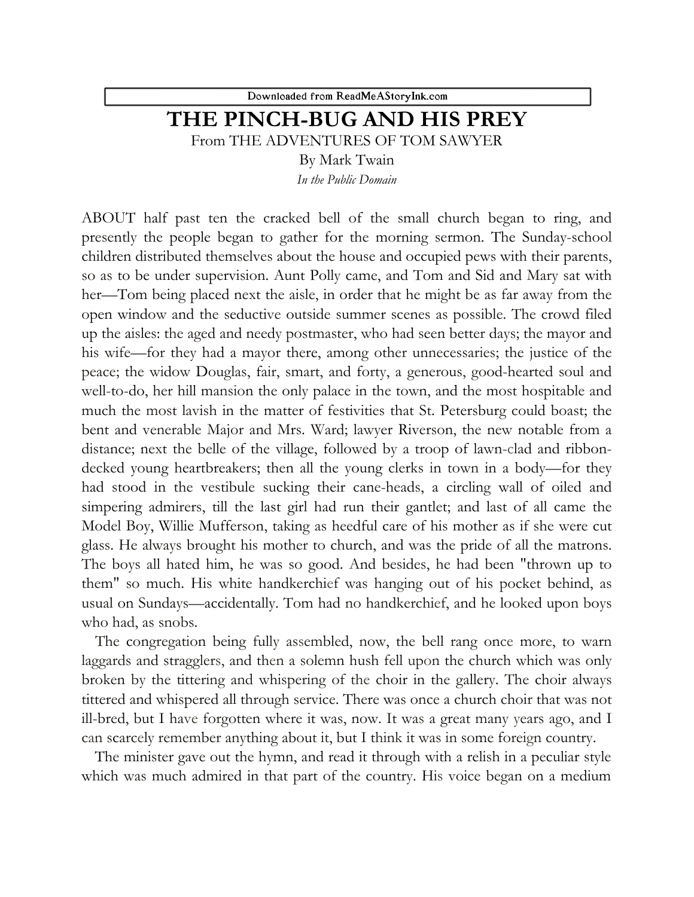Downloaded from ReadMeAStoryInk.com

# THE PINCH-BUG AND HIS PREY

From THE ADVENTURES OF TOM SAWYER

By Mark Twain

*In the Public Domain*

ABOUT half past ten the cracked bell of the small church began to ring, and presently the people began to gather for the morning sermon. The Sunday-school children distributed themselves about the house and occupied pews with their parents, so as to be under supervision. Aunt Polly came, and Tom and Sid and Mary sat with her—Tom being placed next the aisle, in order that he might be as far away from the open window and the seductive outside summer scenes as possible. The crowd filed up the aisles: the aged and needy postmaster, who had seen better days; the mayor and his wife—for they had a mayor there, among other unnecessaries; the justice of the peace; the widow Douglas, fair, smart, and forty, a generous, good-hearted soul and well-to-do, her hill mansion the only palace in the town, and the most hospitable and much the most lavish in the matter of festivities that St. Petersburg could boast; the bent and venerable Major and Mrs. Ward; lawyer Riverson, the new notable from a distance; next the belle of the village, followed by a troop of lawn-clad and ribbon-decked young heartbreakers; then all the young clerks in town in a body—for they had stood in the vestibule sucking their cane-heads, a circling wall of oiled and simpering admirers, till the last girl had run their gantlet; and last of all came the Model Boy, Willie Mufferson, taking as heedful care of his mother as if she were cut glass. He always brought his mother to church, and was the pride of all the matrons. The boys all hated him, he was so good. And besides, he had been "thrown up to them" so much. His white handkerchief was hanging out of his pocket behind, as usual on Sundays—accidentally. Tom had no handkerchief, and he looked upon boys who had, as snobs.

The congregation being fully assembled, now, the bell rang once more, to warn laggards and stragglers, and then a solemn hush fell upon the church which was only broken by the tittering and whispering of the choir in the gallery. The choir always tittered and whispered all through service. There was once a church choir that was not ill-bred, but I have forgotten where it was, now. It was a great many years ago, and I can scarcely remember anything about it, but I think it was in some foreign country.

The minister gave out the hymn, and read it through with a relish in a peculiar style which was much admired in that part of the country. His voice began on a medium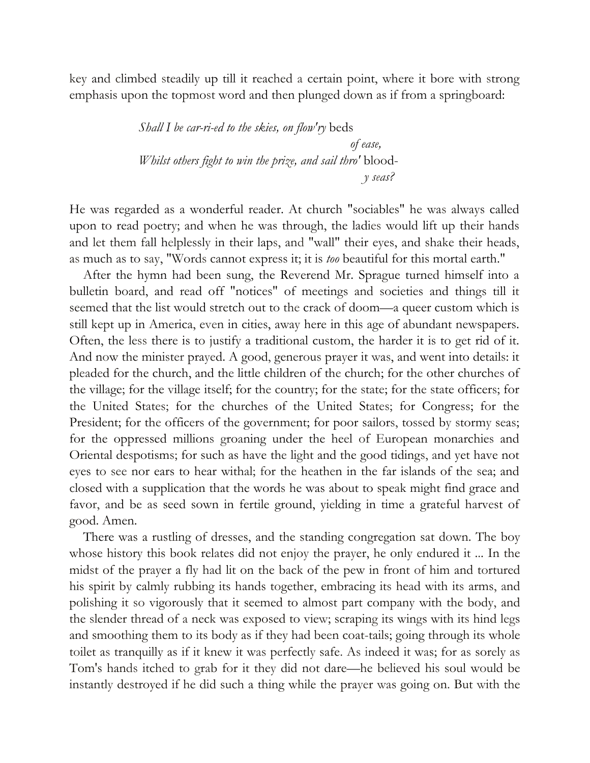key and climbed steadily up till it reached a certain point, where it bore with strong emphasis upon the topmost word and then plunged down as if from a springboard:

> *Shall I be car-ri-ed to the skies, on flow'ry* beds
> *of ease,*
> *Whilst others fight to win the prize, and sail thro'* blood-
> *y seas?*

He was regarded as a wonderful reader. At church "sociables" he was always called upon to read poetry; and when he was through, the ladies would lift up their hands and let them fall helplessly in their laps, and "wall" their eyes, and shake their heads, as much as to say, "Words cannot express it; it is *too* beautiful for this mortal earth."

After the hymn had been sung, the Reverend Mr. Sprague turned himself into a bulletin board, and read off "notices" of meetings and societies and things till it seemed that the list would stretch out to the crack of doom—a queer custom which is still kept up in America, even in cities, away here in this age of abundant newspapers. Often, the less there is to justify a traditional custom, the harder it is to get rid of it. And now the minister prayed. A good, generous prayer it was, and went into details: it pleaded for the church, and the little children of the church; for the other churches of the village; for the village itself; for the country; for the state; for the state officers; for the United States; for the churches of the United States; for Congress; for the President; for the officers of the government; for poor sailors, tossed by stormy seas; for the oppressed millions groaning under the heel of European monarchies and Oriental despotisms; for such as have the light and the good tidings, and yet have not eyes to see nor ears to hear withal; for the heathen in the far islands of the sea; and closed with a supplication that the words he was about to speak might find grace and favor, and be as seed sown in fertile ground, yielding in time a grateful harvest of good. Amen.

There was a rustling of dresses, and the standing congregation sat down. The boy whose history this book relates did not enjoy the prayer, he only endured it ... In the midst of the prayer a fly had lit on the back of the pew in front of him and tortured his spirit by calmly rubbing its hands together, embracing its head with its arms, and polishing it so vigorously that it seemed to almost part company with the body, and the slender thread of a neck was exposed to view; scraping its wings with its hind legs and smoothing them to its body as if they had been coat-tails; going through its whole toilet as tranquilly as if it knew it was perfectly safe. As indeed it was; for as sorely as Tom's hands itched to grab for it they did not dare—he believed his soul would be instantly destroyed if he did such a thing while the prayer was going on. But with the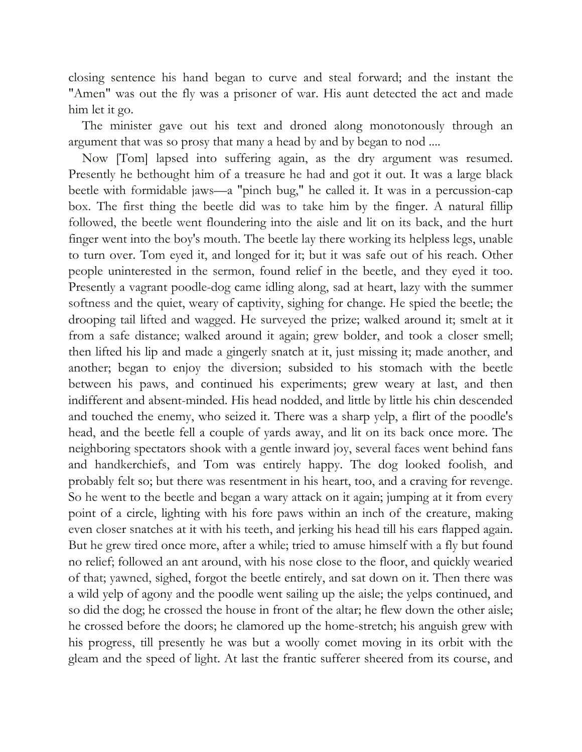closing sentence his hand began to curve and steal forward; and the instant the "Amen" was out the fly was a prisoner of war. His aunt detected the act and made him let it go.

The minister gave out his text and droned along monotonously through an argument that was so prosy that many a head by and by began to nod ....

Now [Tom] lapsed into suffering again, as the dry argument was resumed. Presently he bethought him of a treasure he had and got it out. It was a large black beetle with formidable jaws—a "pinch bug," he called it. It was in a percussion-cap box. The first thing the beetle did was to take him by the finger. A natural fillip followed, the beetle went floundering into the aisle and lit on its back, and the hurt finger went into the boy's mouth. The beetle lay there working its helpless legs, unable to turn over. Tom eyed it, and longed for it; but it was safe out of his reach. Other people uninterested in the sermon, found relief in the beetle, and they eyed it too. Presently a vagrant poodle-dog came idling along, sad at heart, lazy with the summer softness and the quiet, weary of captivity, sighing for change. He spied the beetle; the drooping tail lifted and wagged. He surveyed the prize; walked around it; smelt at it from a safe distance; walked around it again; grew bolder, and took a closer smell; then lifted his lip and made a gingerly snatch at it, just missing it; made another, and another; began to enjoy the diversion; subsided to his stomach with the beetle between his paws, and continued his experiments; grew weary at last, and then indifferent and absent-minded. His head nodded, and little by little his chin descended and touched the enemy, who seized it. There was a sharp yelp, a flirt of the poodle's head, and the beetle fell a couple of yards away, and lit on its back once more. The neighboring spectators shook with a gentle inward joy, several faces went behind fans and handkerchiefs, and Tom was entirely happy. The dog looked foolish, and probably felt so; but there was resentment in his heart, too, and a craving for revenge. So he went to the beetle and began a wary attack on it again; jumping at it from every point of a circle, lighting with his fore paws within an inch of the creature, making even closer snatches at it with his teeth, and jerking his head till his ears flapped again. But he grew tired once more, after a while; tried to amuse himself with a fly but found no relief; followed an ant around, with his nose close to the floor, and quickly wearied of that; yawned, sighed, forgot the beetle entirely, and sat down on it. Then there was a wild yelp of agony and the poodle went sailing up the aisle; the yelps continued, and so did the dog; he crossed the house in front of the altar; he flew down the other aisle; he crossed before the doors; he clamored up the home-stretch; his anguish grew with his progress, till presently he was but a woolly comet moving in its orbit with the gleam and the speed of light. At last the frantic sufferer sheered from its course, and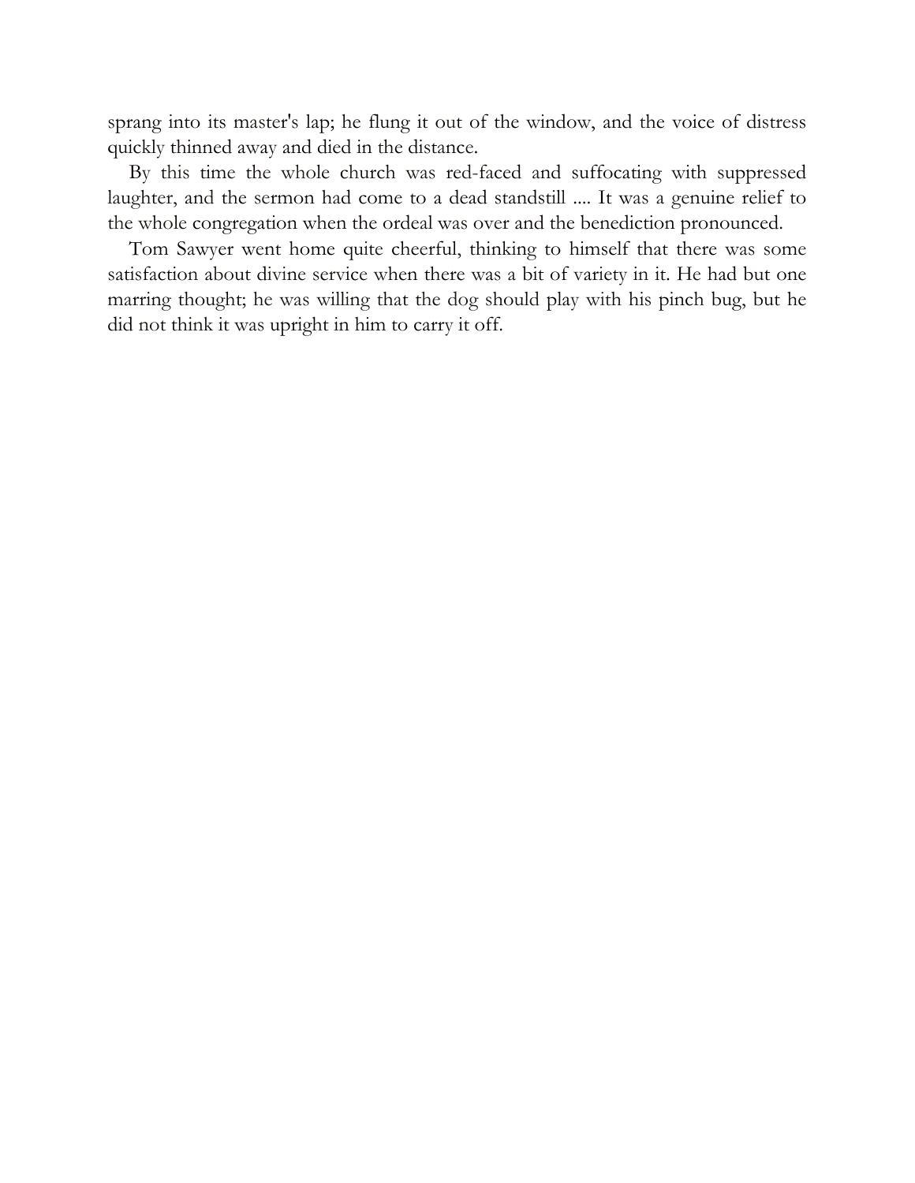sprang into its master's lap; he flung it out of the window, and the voice of distress quickly thinned away and died in the distance.

By this time the whole church was red-faced and suffocating with suppressed laughter, and the sermon had come to a dead standstill .... It was a genuine relief to the whole congregation when the ordeal was over and the benediction pronounced.

Tom Sawyer went home quite cheerful, thinking to himself that there was some satisfaction about divine service when there was a bit of variety in it. He had but one marring thought; he was willing that the dog should play with his pinch bug, but he did not think it was upright in him to carry it off.